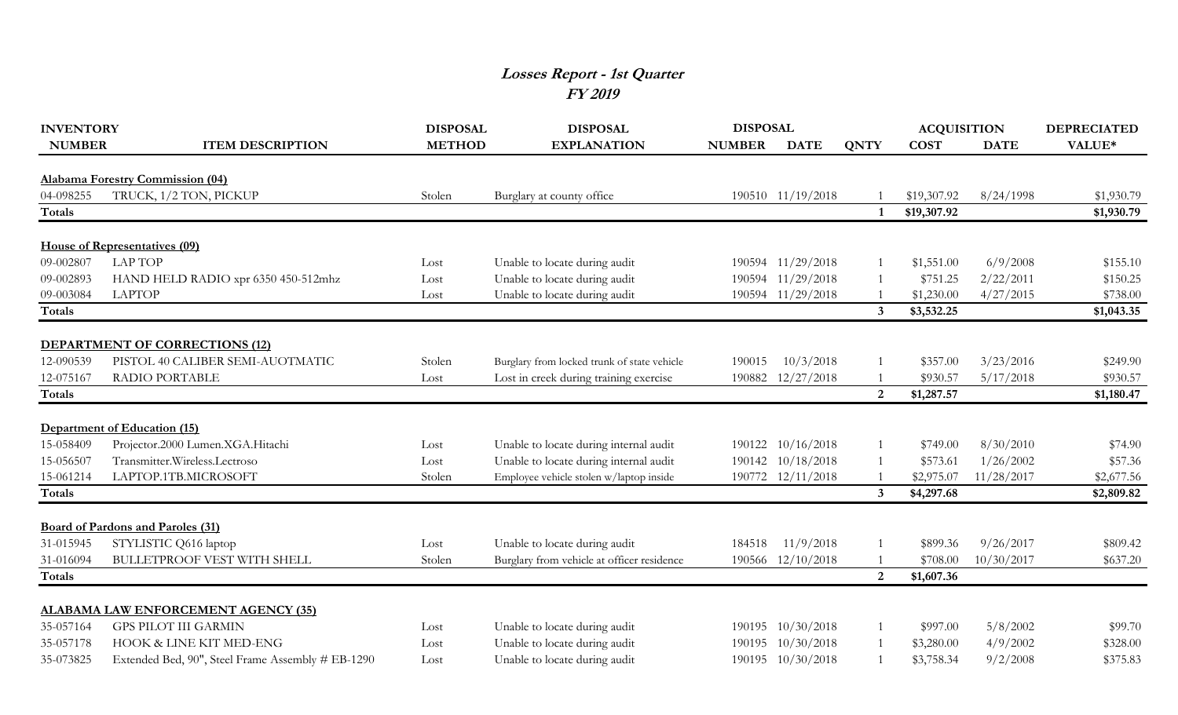# *Losses Report - 1st Quarter*
## *FY 2019*

| INVENTORY NUMBER | ITEM DESCRIPTION | DISPOSAL METHOD | DISPOSAL EXPLANATION | DISPOSAL NUMBER | DISPOSAL DATE | QNTY | ACQUISITION COST | ACQUISITION DATE | DEPRECIATED VALUE* |
|---|---|---|---|---|---|---|---|---|---|
| **Alabama Forestry Commission (04)** | | | | | | | | | |
| 04-098255 | TRUCK, 1/2 TON, PICKUP | Stolen | Burglary at county office | 190510 | 11/19/2018 | 1 | $19,307.92 | 8/24/1998 | $1,930.79 |
| **Totals** | | | | | | **1** | **$19,307.92** | | **$1,930.79** |
| **House of Representatives (09)** | | | | | | | | | |
| 09-002807 | LAP TOP | Lost | Unable to locate during audit | 190594 | 11/29/2018 | 1 | $1,551.00 | 6/9/2008 | $155.10 |
| 09-002893 | HAND HELD RADIO xpr 6350 450-512mhz | Lost | Unable to locate during audit | 190594 | 11/29/2018 | 1 | $751.25 | 2/22/2011 | $150.25 |
| 09-003084 | LAPTOP | Lost | Unable to locate during audit | 190594 | 11/29/2018 | 1 | $1,230.00 | 4/27/2015 | $738.00 |
| **Totals** | | | | | | **3** | **$3,532.25** | | **$1,043.35** |
| **DEPARTMENT OF CORRECTIONS (12)** | | | | | | | | | |
| 12-090539 | PISTOL 40 CALIBER SEMI-AUOTMATIC | Stolen | Burglary from locked trunk of state vehicle | 190015 | 10/3/2018 | 1 | $357.00 | 3/23/2016 | $249.90 |
| 12-075167 | RADIO PORTABLE | Lost | Lost in creek during training exercise | 190882 | 12/27/2018 | 1 | $930.57 | 5/17/2018 | $930.57 |
| **Totals** | | | | | | **2** | **$1,287.57** | | **$1,180.47** |
| **Department of Education (15)** | | | | | | | | | |
| 15-058409 | Projector.2000 Lumen.XGA.Hitachi | Lost | Unable to locate during internal audit | 190122 | 10/16/2018 | 1 | $749.00 | 8/30/2010 | $74.90 |
| 15-056507 | Transmitter.Wireless.Lectroso | Lost | Unable to locate during internal audit | 190142 | 10/18/2018 | 1 | $573.61 | 1/26/2002 | $57.36 |
| 15-061214 | LAPTOP.1TB.MICROSOFT | Stolen | Employee vehicle stolen w/laptop inside | 190772 | 12/11/2018 | 1 | $2,975.07 | 11/28/2017 | $2,677.56 |
| **Totals** | | | | | | **3** | **$4,297.68** | | **$2,809.82** |
| **Board of Pardons and Paroles (31)** | | | | | | | | | |
| 31-015945 | STYLISTIC Q616 laptop | Lost | Unable to locate during audit | 184518 | 11/9/2018 | 1 | $899.36 | 9/26/2017 | $809.42 |
| 31-016094 | BULLETPROOF VEST WITH SHELL | Stolen | Burglary from vehicle at officer residence | 190566 | 12/10/2018 | 1 | $708.00 | 10/30/2017 | $637.20 |
| **Totals** | | | | | | **2** | **$1,607.36** | | |
| **ALABAMA LAW ENFORCEMENT AGENCY (35)** | | | | | | | | | |
| 35-057164 | GPS PILOT III GARMIN | Lost | Unable to locate during audit | 190195 | 10/30/2018 | 1 | $997.00 | 5/8/2002 | $99.70 |
| 35-057178 | HOOK & LINE KIT MED-ENG | Lost | Unable to locate during audit | 190195 | 10/30/2018 | 1 | $3,280.00 | 4/9/2002 | $328.00 |
| 35-073825 | Extended Bed, 90", Steel Frame Assembly # EB-1290 | Lost | Unable to locate during audit | 190195 | 10/30/2018 | 1 | $3,758.34 | 9/2/2008 | $375.83 |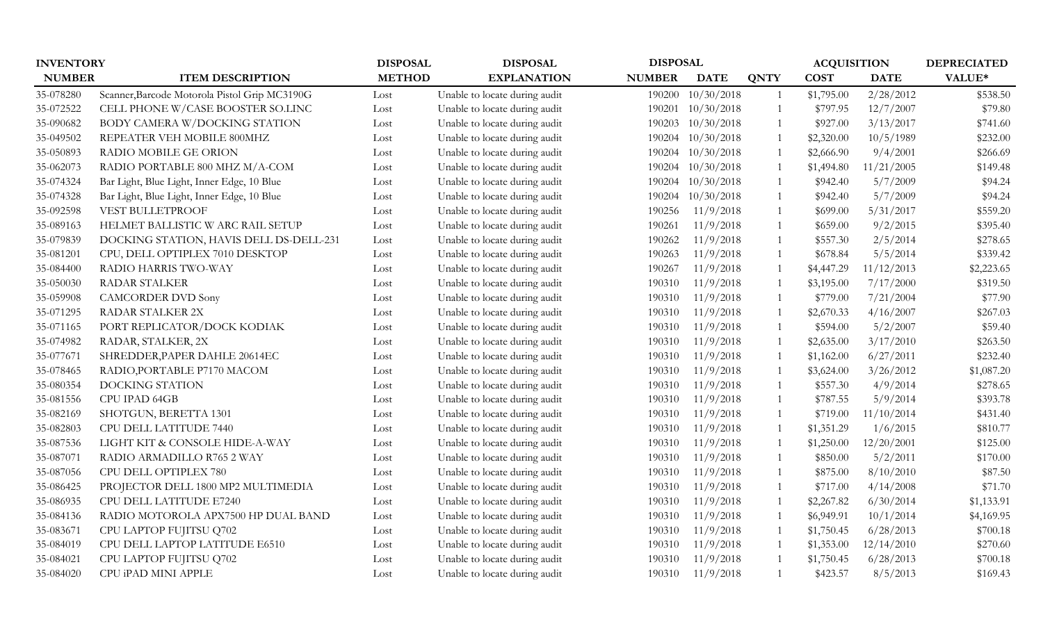| INVENTORY NUMBER | ITEM DESCRIPTION | DISPOSAL METHOD | DISPOSAL EXPLANATION | DISPOSAL NUMBER | DATE | QNTY | ACQUISITION COST | DATE | DEPRECIATED VALUE* |
|---|---|---|---|---|---|---|---|---|---|
| 35-078280 | Scanner,Barcode Motorola Pistol Grip MC3190G | Lost | Unable to locate during audit | 190200 | 10/30/2018 | 1 | $1,795.00 | 2/28/2012 | $538.50 |
| 35-072522 | CELL PHONE W/CASE BOOSTER SO.LINC | Lost | Unable to locate during audit | 190201 | 10/30/2018 | 1 | $797.95 | 12/7/2007 | $79.80 |
| 35-090682 | BODY CAMERA W/DOCKING STATION | Lost | Unable to locate during audit | 190203 | 10/30/2018 | 1 | $927.00 | 3/13/2017 | $741.60 |
| 35-049502 | REPEATER VEH MOBILE 800MHZ | Lost | Unable to locate during audit | 190204 | 10/30/2018 | 1 | $2,320.00 | 10/5/1989 | $232.00 |
| 35-050893 | RADIO MOBILE GE ORION | Lost | Unable to locate during audit | 190204 | 10/30/2018 | 1 | $2,666.90 | 9/4/2001 | $266.69 |
| 35-062073 | RADIO PORTABLE 800 MHZ M/A-COM | Lost | Unable to locate during audit | 190204 | 10/30/2018 | 1 | $1,494.80 | 11/21/2005 | $149.48 |
| 35-074324 | Bar Light, Blue Light, Inner Edge, 10 Blue | Lost | Unable to locate during audit | 190204 | 10/30/2018 | 1 | $942.40 | 5/7/2009 | $94.24 |
| 35-074328 | Bar Light, Blue Light, Inner Edge, 10 Blue | Lost | Unable to locate during audit | 190204 | 10/30/2018 | 1 | $942.40 | 5/7/2009 | $94.24 |
| 35-092598 | VEST BULLETPROOF | Lost | Unable to locate during audit | 190256 | 11/9/2018 | 1 | $699.00 | 5/31/2017 | $559.20 |
| 35-089163 | HELMET BALLISTIC W ARC RAIL SETUP | Lost | Unable to locate during audit | 190261 | 11/9/2018 | 1 | $659.00 | 9/2/2015 | $395.40 |
| 35-079839 | DOCKING STATION, HAVIS DELL DS-DELL-231 | Lost | Unable to locate during audit | 190262 | 11/9/2018 | 1 | $557.30 | 2/5/2014 | $278.65 |
| 35-081201 | CPU, DELL OPTIPLEX 7010 DESKTOP | Lost | Unable to locate during audit | 190263 | 11/9/2018 | 1 | $678.84 | 5/5/2014 | $339.42 |
| 35-084400 | RADIO HARRIS TWO-WAY | Lost | Unable to locate during audit | 190267 | 11/9/2018 | 1 | $4,447.29 | 11/12/2013 | $2,223.65 |
| 35-050030 | RADAR STALKER | Lost | Unable to locate during audit | 190310 | 11/9/2018 | 1 | $3,195.00 | 7/17/2000 | $319.50 |
| 35-059908 | CAMCORDER DVD Sony | Lost | Unable to locate during audit | 190310 | 11/9/2018 | 1 | $779.00 | 7/21/2004 | $77.90 |
| 35-071295 | RADAR STALKER 2X | Lost | Unable to locate during audit | 190310 | 11/9/2018 | 1 | $2,670.33 | 4/16/2007 | $267.03 |
| 35-071165 | PORT REPLICATOR/DOCK KODIAK | Lost | Unable to locate during audit | 190310 | 11/9/2018 | 1 | $594.00 | 5/2/2007 | $59.40 |
| 35-074982 | RADAR, STALKER, 2X | Lost | Unable to locate during audit | 190310 | 11/9/2018 | 1 | $2,635.00 | 3/17/2010 | $263.50 |
| 35-077671 | SHREDDER,PAPER DAHLE 20614EC | Lost | Unable to locate during audit | 190310 | 11/9/2018 | 1 | $1,162.00 | 6/27/2011 | $232.40 |
| 35-078465 | RADIO,PORTABLE P7170 MACOM | Lost | Unable to locate during audit | 190310 | 11/9/2018 | 1 | $3,624.00 | 3/26/2012 | $1,087.20 |
| 35-080354 | DOCKING STATION | Lost | Unable to locate during audit | 190310 | 11/9/2018 | 1 | $557.30 | 4/9/2014 | $278.65 |
| 35-081556 | CPU IPAD 64GB | Lost | Unable to locate during audit | 190310 | 11/9/2018 | 1 | $787.55 | 5/9/2014 | $393.78 |
| 35-082169 | SHOTGUN, BERETTA 1301 | Lost | Unable to locate during audit | 190310 | 11/9/2018 | 1 | $719.00 | 11/10/2014 | $431.40 |
| 35-082803 | CPU DELL LATITUDE 7440 | Lost | Unable to locate during audit | 190310 | 11/9/2018 | 1 | $1,351.29 | 1/6/2015 | $810.77 |
| 35-087536 | LIGHT KIT & CONSOLE HIDE-A-WAY | Lost | Unable to locate during audit | 190310 | 11/9/2018 | 1 | $1,250.00 | 12/20/2001 | $125.00 |
| 35-087071 | RADIO ARMADILLO R765 2 WAY | Lost | Unable to locate during audit | 190310 | 11/9/2018 | 1 | $850.00 | 5/2/2011 | $170.00 |
| 35-087056 | CPU DELL OPTIPLEX 780 | Lost | Unable to locate during audit | 190310 | 11/9/2018 | 1 | $875.00 | 8/10/2010 | $87.50 |
| 35-086425 | PROJECTOR DELL 1800 MP2 MULTIMEDIA | Lost | Unable to locate during audit | 190310 | 11/9/2018 | 1 | $717.00 | 4/14/2008 | $71.70 |
| 35-086935 | CPU DELL LATITUDE E7240 | Lost | Unable to locate during audit | 190310 | 11/9/2018 | 1 | $2,267.82 | 6/30/2014 | $1,133.91 |
| 35-084136 | RADIO MOTOROLA APX7500 HP DUAL BAND | Lost | Unable to locate during audit | 190310 | 11/9/2018 | 1 | $6,949.91 | 10/1/2014 | $4,169.95 |
| 35-083671 | CPU LAPTOP FUJITSU Q702 | Lost | Unable to locate during audit | 190310 | 11/9/2018 | 1 | $1,750.45 | 6/28/2013 | $700.18 |
| 35-084019 | CPU DELL LAPTOP LATITUDE E6510 | Lost | Unable to locate during audit | 190310 | 11/9/2018 | 1 | $1,353.00 | 12/14/2010 | $270.60 |
| 35-084021 | CPU LAPTOP FUJITSU Q702 | Lost | Unable to locate during audit | 190310 | 11/9/2018 | 1 | $1,750.45 | 6/28/2013 | $700.18 |
| 35-084020 | CPU iPAD MINI APPLE | Lost | Unable to locate during audit | 190310 | 11/9/2018 | 1 | $423.57 | 8/5/2013 | $169.43 |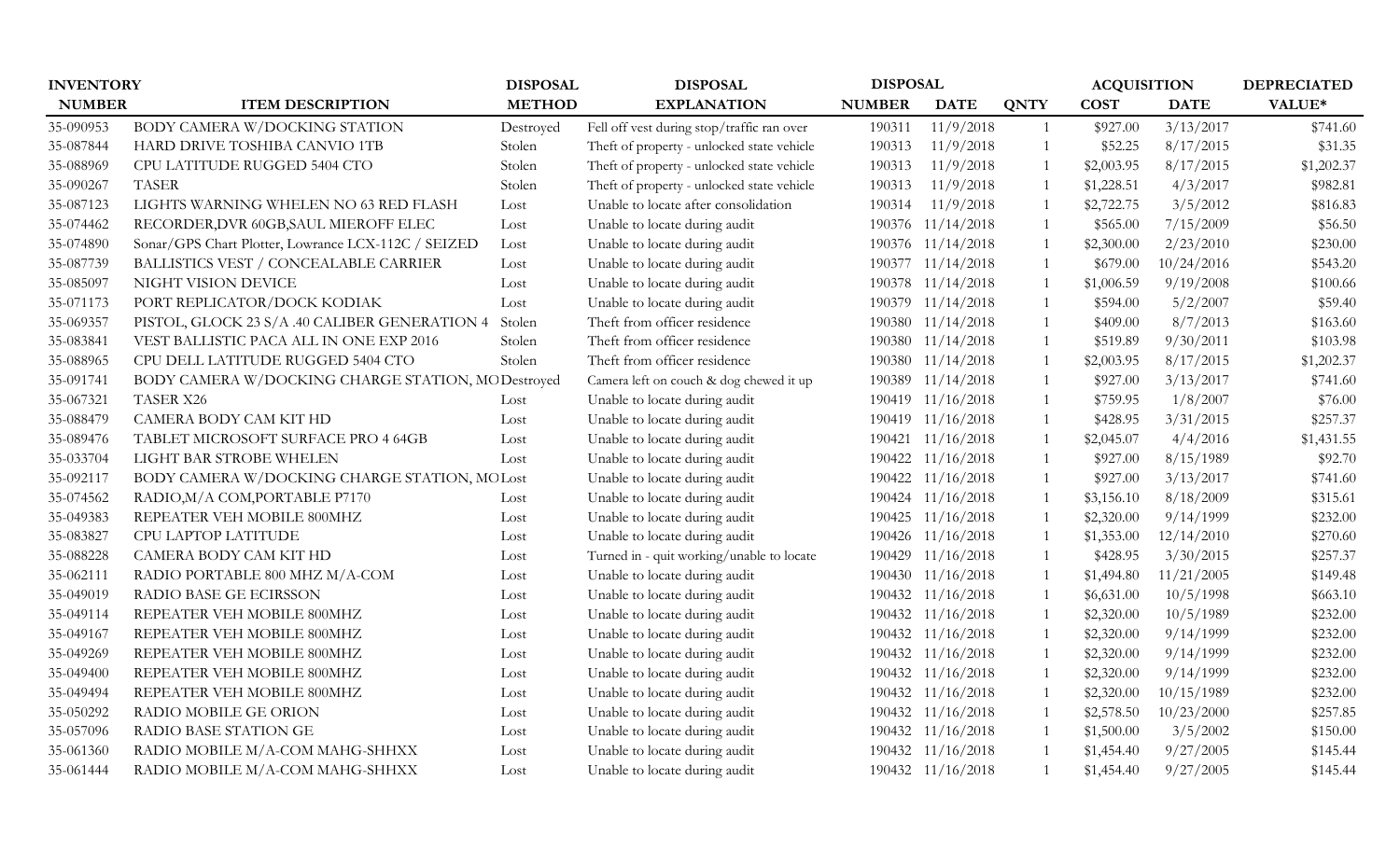| INVENTORY NUMBER | ITEM DESCRIPTION | DISPOSAL METHOD | DISPOSAL EXPLANATION | DISPOSAL NUMBER | DATE | QNTY | ACQUISITION COST | DATE | DEPRECIATED VALUE* |
|---|---|---|---|---|---|---|---|---|---|
| 35-090953 | BODY CAMERA W/DOCKING STATION | Destroyed | Fell off vest during stop/traffic ran over | 190311 | 11/9/2018 | 1 | $927.00 | 3/13/2017 | $741.60 |
| 35-087844 | HARD DRIVE TOSHIBA CANVIO 1TB | Stolen | Theft of property - unlocked state vehicle | 190313 | 11/9/2018 | 1 | $52.25 | 8/17/2015 | $31.35 |
| 35-088969 | CPU LATITUDE RUGGED 5404 CTO | Stolen | Theft of property - unlocked state vehicle | 190313 | 11/9/2018 | 1 | $2,003.95 | 8/17/2015 | $1,202.37 |
| 35-090267 | TASER | Stolen | Theft of property - unlocked state vehicle | 190313 | 11/9/2018 | 1 | $1,228.51 | 4/3/2017 | $982.81 |
| 35-087123 | LIGHTS WARNING WHELEN NO 63 RED FLASH | Lost | Unable to locate after consolidation | 190314 | 11/9/2018 | 1 | $2,722.75 | 3/5/2012 | $816.83 |
| 35-074462 | RECORDER,DVR 60GB,SAUL MIEROFF ELEC | Lost | Unable to locate during audit | 190376 | 11/14/2018 | 1 | $565.00 | 7/15/2009 | $56.50 |
| 35-074890 | Sonar/GPS Chart Plotter, Lowrance LCX-112C / SEIZED | Lost | Unable to locate during audit | 190376 | 11/14/2018 | 1 | $2,300.00 | 2/23/2010 | $230.00 |
| 35-087739 | BALLISTICS VEST / CONCEALABLE CARRIER | Lost | Unable to locate during audit | 190377 | 11/14/2018 | 1 | $679.00 | 10/24/2016 | $543.20 |
| 35-085097 | NIGHT VISION DEVICE | Lost | Unable to locate during audit | 190378 | 11/14/2018 | 1 | $1,006.59 | 9/19/2008 | $100.66 |
| 35-071173 | PORT REPLICATOR/DOCK KODIAK | Lost | Unable to locate during audit | 190379 | 11/14/2018 | 1 | $594.00 | 5/2/2007 | $59.40 |
| 35-069357 | PISTOL, GLOCK 23 S/A .40 CALIBER GENERATION 4 | Stolen | Theft from officer residence | 190380 | 11/14/2018 | 1 | $409.00 | 8/7/2013 | $163.60 |
| 35-083841 | VEST BALLISTIC PACA ALL IN ONE EXP 2016 | Stolen | Theft from officer residence | 190380 | 11/14/2018 | 1 | $519.89 | 9/30/2011 | $103.98 |
| 35-088965 | CPU DELL LATITUDE RUGGED 5404 CTO | Stolen | Theft from officer residence | 190380 | 11/14/2018 | 1 | $2,003.95 | 8/17/2015 | $1,202.37 |
| 35-091741 | BODY CAMERA W/DOCKING CHARGE STATION, MO | Destroyed | Camera left on couch & dog chewed it up | 190389 | 11/14/2018 | 1 | $927.00 | 3/13/2017 | $741.60 |
| 35-067321 | TASER X26 | Lost | Unable to locate during audit | 190419 | 11/16/2018 | 1 | $759.95 | 1/8/2007 | $76.00 |
| 35-088479 | CAMERA BODY CAM KIT HD | Lost | Unable to locate during audit | 190419 | 11/16/2018 | 1 | $428.95 | 3/31/2015 | $257.37 |
| 35-089476 | TABLET MICROSOFT SURFACE PRO 4 64GB | Lost | Unable to locate during audit | 190421 | 11/16/2018 | 1 | $2,045.07 | 4/4/2016 | $1,431.55 |
| 35-033704 | LIGHT BAR STROBE WHELEN | Lost | Unable to locate during audit | 190422 | 11/16/2018 | 1 | $927.00 | 8/15/1989 | $92.70 |
| 35-092117 | BODY CAMERA W/DOCKING CHARGE STATION, MO | Lost | Unable to locate during audit | 190422 | 11/16/2018 | 1 | $927.00 | 3/13/2017 | $741.60 |
| 35-074562 | RADIO,M/A COM,PORTABLE P7170 | Lost | Unable to locate during audit | 190424 | 11/16/2018 | 1 | $3,156.10 | 8/18/2009 | $315.61 |
| 35-049383 | REPEATER VEH MOBILE 800MHZ | Lost | Unable to locate during audit | 190425 | 11/16/2018 | 1 | $2,320.00 | 9/14/1999 | $232.00 |
| 35-083827 | CPU LAPTOP LATITUDE | Lost | Unable to locate during audit | 190426 | 11/16/2018 | 1 | $1,353.00 | 12/14/2010 | $270.60 |
| 35-088228 | CAMERA BODY CAM KIT HD | Lost | Turned in - quit working/unable to locate | 190429 | 11/16/2018 | 1 | $428.95 | 3/30/2015 | $257.37 |
| 35-062111 | RADIO PORTABLE 800 MHZ M/A-COM | Lost | Unable to locate during audit | 190430 | 11/16/2018 | 1 | $1,494.80 | 11/21/2005 | $149.48 |
| 35-049019 | RADIO BASE GE ECIRSSON | Lost | Unable to locate during audit | 190432 | 11/16/2018 | 1 | $6,631.00 | 10/5/1998 | $663.10 |
| 35-049114 | REPEATER VEH MOBILE 800MHZ | Lost | Unable to locate during audit | 190432 | 11/16/2018 | 1 | $2,320.00 | 10/5/1989 | $232.00 |
| 35-049167 | REPEATER VEH MOBILE 800MHZ | Lost | Unable to locate during audit | 190432 | 11/16/2018 | 1 | $2,320.00 | 9/14/1999 | $232.00 |
| 35-049269 | REPEATER VEH MOBILE 800MHZ | Lost | Unable to locate during audit | 190432 | 11/16/2018 | 1 | $2,320.00 | 9/14/1999 | $232.00 |
| 35-049400 | REPEATER VEH MOBILE 800MHZ | Lost | Unable to locate during audit | 190432 | 11/16/2018 | 1 | $2,320.00 | 9/14/1999 | $232.00 |
| 35-049494 | REPEATER VEH MOBILE 800MHZ | Lost | Unable to locate during audit | 190432 | 11/16/2018 | 1 | $2,320.00 | 10/15/1989 | $232.00 |
| 35-050292 | RADIO MOBILE GE ORION | Lost | Unable to locate during audit | 190432 | 11/16/2018 | 1 | $2,578.50 | 10/23/2000 | $257.85 |
| 35-057096 | RADIO BASE STATION GE | Lost | Unable to locate during audit | 190432 | 11/16/2018 | 1 | $1,500.00 | 3/5/2002 | $150.00 |
| 35-061360 | RADIO MOBILE M/A-COM MAHG-SHHXX | Lost | Unable to locate during audit | 190432 | 11/16/2018 | 1 | $1,454.40 | 9/27/2005 | $145.44 |
| 35-061444 | RADIO MOBILE M/A-COM MAHG-SHHXX | Lost | Unable to locate during audit | 190432 | 11/16/2018 | 1 | $1,454.40 | 9/27/2005 | $145.44 |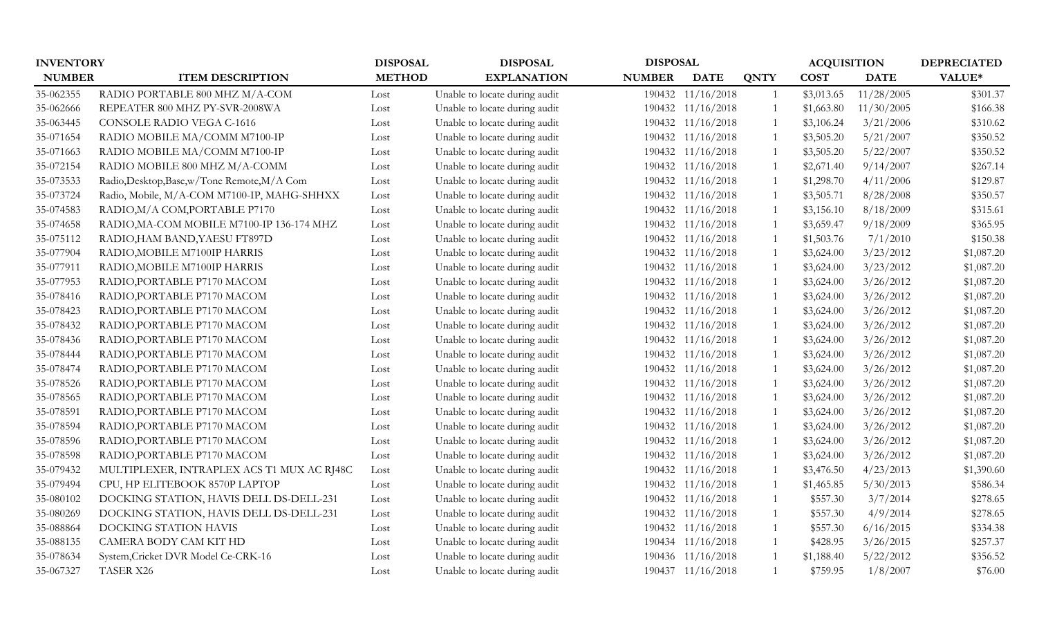| INVENTORY | | DISPOSAL | DISPOSAL | DISPOSAL | | | ACQUISITION | | DEPRECIATED |
|---|---|---|---|---|---|---|---|---|---|
| NUMBER | ITEM DESCRIPTION | METHOD | EXPLANATION | NUMBER | DATE | QNTY | COST | DATE | VALUE* |
| 35-062355 | RADIO PORTABLE 800 MHZ M/A-COM | Lost | Unable to locate during audit | 190432 | 11/16/2018 | 1 | $3,013.65 | 11/28/2005 | $301.37 |
| 35-062666 | REPEATER 800 MHZ PY-SVR-2008WA | Lost | Unable to locate during audit | 190432 | 11/16/2018 | 1 | $1,663.80 | 11/30/2005 | $166.38 |
| 35-063445 | CONSOLE RADIO VEGA C-1616 | Lost | Unable to locate during audit | 190432 | 11/16/2018 | 1 | $3,106.24 | 3/21/2006 | $310.62 |
| 35-071654 | RADIO MOBILE MA/COMM M7100-IP | Lost | Unable to locate during audit | 190432 | 11/16/2018 | 1 | $3,505.20 | 5/21/2007 | $350.52 |
| 35-071663 | RADIO MOBILE MA/COMM M7100-IP | Lost | Unable to locate during audit | 190432 | 11/16/2018 | 1 | $3,505.20 | 5/22/2007 | $350.52 |
| 35-072154 | RADIO MOBILE 800 MHZ M/A-COMM | Lost | Unable to locate during audit | 190432 | 11/16/2018 | 1 | $2,671.40 | 9/14/2007 | $267.14 |
| 35-073533 | Radio,Desktop,Base,w/Tone Remote,M/A Com | Lost | Unable to locate during audit | 190432 | 11/16/2018 | 1 | $1,298.70 | 4/11/2006 | $129.87 |
| 35-073724 | Radio, Mobile, M/A-COM M7100-IP, MAHG-SHHXX | Lost | Unable to locate during audit | 190432 | 11/16/2018 | 1 | $3,505.71 | 8/28/2008 | $350.57 |
| 35-074583 | RADIO,M/A COM,PORTABLE P7170 | Lost | Unable to locate during audit | 190432 | 11/16/2018 | 1 | $3,156.10 | 8/18/2009 | $315.61 |
| 35-074658 | RADIO,MA-COM MOBILE M7100-IP 136-174 MHZ | Lost | Unable to locate during audit | 190432 | 11/16/2018 | 1 | $3,659.47 | 9/18/2009 | $365.95 |
| 35-075112 | RADIO,HAM BAND,YAESU FT897D | Lost | Unable to locate during audit | 190432 | 11/16/2018 | 1 | $1,503.76 | 7/1/2010 | $150.38 |
| 35-077904 | RADIO,MOBILE M7100IP HARRIS | Lost | Unable to locate during audit | 190432 | 11/16/2018 | 1 | $3,624.00 | 3/23/2012 | $1,087.20 |
| 35-077911 | RADIO,MOBILE M7100IP HARRIS | Lost | Unable to locate during audit | 190432 | 11/16/2018 | 1 | $3,624.00 | 3/23/2012 | $1,087.20 |
| 35-077953 | RADIO,PORTABLE P7170 MACOM | Lost | Unable to locate during audit | 190432 | 11/16/2018 | 1 | $3,624.00 | 3/26/2012 | $1,087.20 |
| 35-078416 | RADIO,PORTABLE P7170 MACOM | Lost | Unable to locate during audit | 190432 | 11/16/2018 | 1 | $3,624.00 | 3/26/2012 | $1,087.20 |
| 35-078423 | RADIO,PORTABLE P7170 MACOM | Lost | Unable to locate during audit | 190432 | 11/16/2018 | 1 | $3,624.00 | 3/26/2012 | $1,087.20 |
| 35-078432 | RADIO,PORTABLE P7170 MACOM | Lost | Unable to locate during audit | 190432 | 11/16/2018 | 1 | $3,624.00 | 3/26/2012 | $1,087.20 |
| 35-078436 | RADIO,PORTABLE P7170 MACOM | Lost | Unable to locate during audit | 190432 | 11/16/2018 | 1 | $3,624.00 | 3/26/2012 | $1,087.20 |
| 35-078444 | RADIO,PORTABLE P7170 MACOM | Lost | Unable to locate during audit | 190432 | 11/16/2018 | 1 | $3,624.00 | 3/26/2012 | $1,087.20 |
| 35-078474 | RADIO,PORTABLE P7170 MACOM | Lost | Unable to locate during audit | 190432 | 11/16/2018 | 1 | $3,624.00 | 3/26/2012 | $1,087.20 |
| 35-078526 | RADIO,PORTABLE P7170 MACOM | Lost | Unable to locate during audit | 190432 | 11/16/2018 | 1 | $3,624.00 | 3/26/2012 | $1,087.20 |
| 35-078565 | RADIO,PORTABLE P7170 MACOM | Lost | Unable to locate during audit | 190432 | 11/16/2018 | 1 | $3,624.00 | 3/26/2012 | $1,087.20 |
| 35-078591 | RADIO,PORTABLE P7170 MACOM | Lost | Unable to locate during audit | 190432 | 11/16/2018 | 1 | $3,624.00 | 3/26/2012 | $1,087.20 |
| 35-078594 | RADIO,PORTABLE P7170 MACOM | Lost | Unable to locate during audit | 190432 | 11/16/2018 | 1 | $3,624.00 | 3/26/2012 | $1,087.20 |
| 35-078596 | RADIO,PORTABLE P7170 MACOM | Lost | Unable to locate during audit | 190432 | 11/16/2018 | 1 | $3,624.00 | 3/26/2012 | $1,087.20 |
| 35-078598 | RADIO,PORTABLE P7170 MACOM | Lost | Unable to locate during audit | 190432 | 11/16/2018 | 1 | $3,624.00 | 3/26/2012 | $1,087.20 |
| 35-079432 | MULTIPLEXER, INTRAPLEX ACS T1 MUX AC RJ48C | Lost | Unable to locate during audit | 190432 | 11/16/2018 | 1 | $3,476.50 | 4/23/2013 | $1,390.60 |
| 35-079494 | CPU, HP ELITEBOOK 8570P LAPTOP | Lost | Unable to locate during audit | 190432 | 11/16/2018 | 1 | $1,465.85 | 5/30/2013 | $586.34 |
| 35-080102 | DOCKING STATION, HAVIS DELL DS-DELL-231 | Lost | Unable to locate during audit | 190432 | 11/16/2018 | 1 | $557.30 | 3/7/2014 | $278.65 |
| 35-080269 | DOCKING STATION, HAVIS DELL DS-DELL-231 | Lost | Unable to locate during audit | 190432 | 11/16/2018 | 1 | $557.30 | 4/9/2014 | $278.65 |
| 35-088864 | DOCKING STATION HAVIS | Lost | Unable to locate during audit | 190432 | 11/16/2018 | 1 | $557.30 | 6/16/2015 | $334.38 |
| 35-088135 | CAMERA BODY CAM KIT HD | Lost | Unable to locate during audit | 190434 | 11/16/2018 | 1 | $428.95 | 3/26/2015 | $257.37 |
| 35-078634 | System,Cricket DVR Model Ce-CRK-16 | Lost | Unable to locate during audit | 190436 | 11/16/2018 | 1 | $1,188.40 | 5/22/2012 | $356.52 |
| 35-067327 | TASER X26 | Lost | Unable to locate during audit | 190437 | 11/16/2018 | 1 | $759.95 | 1/8/2007 | $76.00 |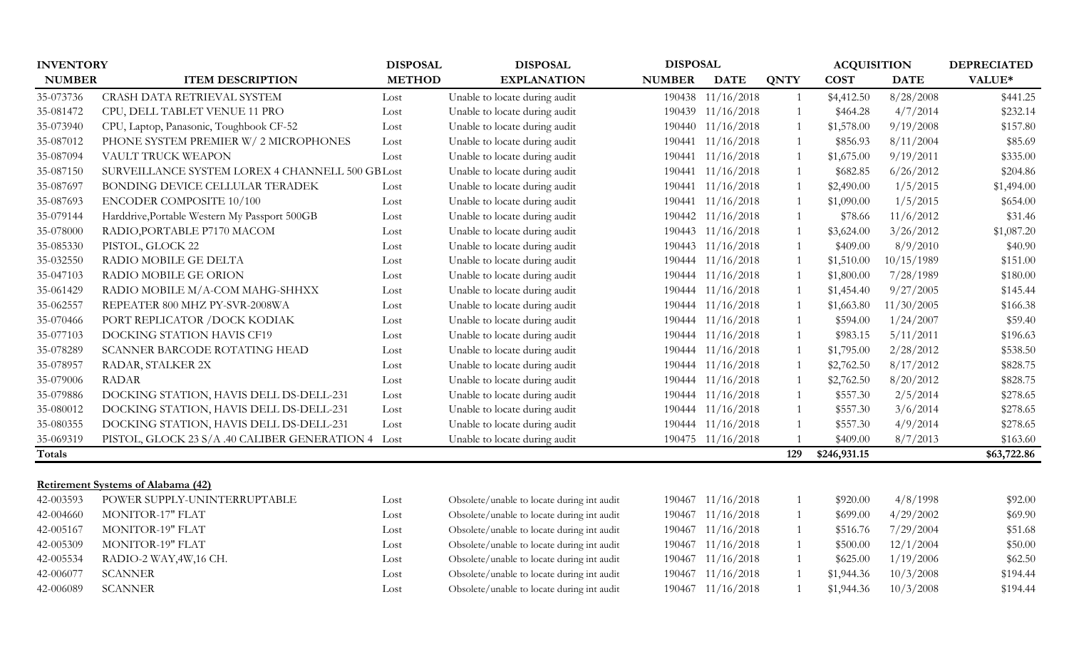| INVENTORY | | DISPOSAL | DISPOSAL | DISPOSAL | | | ACQUISITION | | DEPRECIATED |
|---|---|---|---|---|---|---|---|---|---|
| NUMBER | ITEM DESCRIPTION | METHOD | EXPLANATION | NUMBER | DATE | QNTY | COST | DATE | VALUE* |
| 35-073736 | CRASH DATA RETRIEVAL SYSTEM | Lost | Unable to locate during audit | 190438 | 11/16/2018 | 1 | $4,412.50 | 8/28/2008 | $441.25 |
| 35-081472 | CPU, DELL TABLET VENUE 11 PRO | Lost | Unable to locate during audit | 190439 | 11/16/2018 | 1 | $464.28 | 4/7/2014 | $232.14 |
| 35-073940 | CPU, Laptop, Panasonic, Toughbook CF-52 | Lost | Unable to locate during audit | 190440 | 11/16/2018 | 1 | $1,578.00 | 9/19/2008 | $157.80 |
| 35-087012 | PHONE SYSTEM PREMIER W/ 2 MICROPHONES | Lost | Unable to locate during audit | 190441 | 11/16/2018 | 1 | $856.93 | 8/11/2004 | $85.69 |
| 35-087094 | VAULT TRUCK WEAPON | Lost | Unable to locate during audit | 190441 | 11/16/2018 | 1 | $1,675.00 | 9/19/2011 | $335.00 |
| 35-087150 | SURVEILLANCE SYSTEM LOREX 4 CHANNELL 500 GB | Lost | Unable to locate during audit | 190441 | 11/16/2018 | 1 | $682.85 | 6/26/2012 | $204.86 |
| 35-087697 | BONDING DEVICE CELLULAR TERADEK | Lost | Unable to locate during audit | 190441 | 11/16/2018 | 1 | $2,490.00 | 1/5/2015 | $1,494.00 |
| 35-087693 | ENCODER COMPOSITE 10/100 | Lost | Unable to locate during audit | 190441 | 11/16/2018 | 1 | $1,090.00 | 1/5/2015 | $654.00 |
| 35-079144 | Harddrive,Portable Western My Passport 500GB | Lost | Unable to locate during audit | 190442 | 11/16/2018 | 1 | $78.66 | 11/6/2012 | $31.46 |
| 35-078000 | RADIO,PORTABLE P7170 MACOM | Lost | Unable to locate during audit | 190443 | 11/16/2018 | 1 | $3,624.00 | 3/26/2012 | $1,087.20 |
| 35-085330 | PISTOL, GLOCK 22 | Lost | Unable to locate during audit | 190443 | 11/16/2018 | 1 | $409.00 | 8/9/2010 | $40.90 |
| 35-032550 | RADIO MOBILE GE DELTA | Lost | Unable to locate during audit | 190444 | 11/16/2018 | 1 | $1,510.00 | 10/15/1989 | $151.00 |
| 35-047103 | RADIO MOBILE GE ORION | Lost | Unable to locate during audit | 190444 | 11/16/2018 | 1 | $1,800.00 | 7/28/1989 | $180.00 |
| 35-061429 | RADIO MOBILE M/A-COM MAHG-SHHXX | Lost | Unable to locate during audit | 190444 | 11/16/2018 | 1 | $1,454.40 | 9/27/2005 | $145.44 |
| 35-062557 | REPEATER 800 MHZ PY-SVR-2008WA | Lost | Unable to locate during audit | 190444 | 11/16/2018 | 1 | $1,663.80 | 11/30/2005 | $166.38 |
| 35-070466 | PORT REPLICATOR /DOCK KODIAK | Lost | Unable to locate during audit | 190444 | 11/16/2018 | 1 | $594.00 | 1/24/2007 | $59.40 |
| 35-077103 | DOCKING STATION HAVIS CF19 | Lost | Unable to locate during audit | 190444 | 11/16/2018 | 1 | $983.15 | 5/11/2011 | $196.63 |
| 35-078289 | SCANNER BARCODE ROTATING HEAD | Lost | Unable to locate during audit | 190444 | 11/16/2018 | 1 | $1,795.00 | 2/28/2012 | $538.50 |
| 35-078957 | RADAR, STALKER 2X | Lost | Unable to locate during audit | 190444 | 11/16/2018 | 1 | $2,762.50 | 8/17/2012 | $828.75 |
| 35-079006 | RADAR | Lost | Unable to locate during audit | 190444 | 11/16/2018 | 1 | $2,762.50 | 8/20/2012 | $828.75 |
| 35-079886 | DOCKING STATION, HAVIS DELL DS-DELL-231 | Lost | Unable to locate during audit | 190444 | 11/16/2018 | 1 | $557.30 | 2/5/2014 | $278.65 |
| 35-080012 | DOCKING STATION, HAVIS DELL DS-DELL-231 | Lost | Unable to locate during audit | 190444 | 11/16/2018 | 1 | $557.30 | 3/6/2014 | $278.65 |
| 35-080355 | DOCKING STATION, HAVIS DELL DS-DELL-231 | Lost | Unable to locate during audit | 190444 | 11/16/2018 | 1 | $557.30 | 4/9/2014 | $278.65 |
| 35-069319 | PISTOL, GLOCK 23 S/A .40 CALIBER GENERATION 4 | Lost | Unable to locate during audit | 190475 | 11/16/2018 | 1 | $409.00 | 8/7/2013 | $163.60 |
| **Totals** | | | | | | **129** | **$246,931.15** | | **$63,722.86** |

**Retirement Systems of Alabama (42)**

| INVENTORY NUMBER | ITEM DESCRIPTION | DISPOSAL METHOD | DISPOSAL EXPLANATION | DISPOSAL NUMBER | DISPOSAL DATE | QNTY | ACQUISITION COST | ACQUISITION DATE | DEPRECIATED VALUE* |
|---|---|---|---|---|---|---|---|---|---|
| 42-003593 | POWER SUPPLY-UNINTERRUPTABLE | Lost | Obsolete/unable to locate during int audit | 190467 | 11/16/2018 | 1 | $920.00 | 4/8/1998 | $92.00 |
| 42-004660 | MONITOR-17" FLAT | Lost | Obsolete/unable to locate during int audit | 190467 | 11/16/2018 | 1 | $699.00 | 4/29/2002 | $69.90 |
| 42-005167 | MONITOR-19" FLAT | Lost | Obsolete/unable to locate during int audit | 190467 | 11/16/2018 | 1 | $516.76 | 7/29/2004 | $51.68 |
| 42-005309 | MONITOR-19" FLAT | Lost | Obsolete/unable to locate during int audit | 190467 | 11/16/2018 | 1 | $500.00 | 12/1/2004 | $50.00 |
| 42-005534 | RADIO-2 WAY,4W,16 CH. | Lost | Obsolete/unable to locate during int audit | 190467 | 11/16/2018 | 1 | $625.00 | 1/19/2006 | $62.50 |
| 42-006077 | SCANNER | Lost | Obsolete/unable to locate during int audit | 190467 | 11/16/2018 | 1 | $1,944.36 | 10/3/2008 | $194.44 |
| 42-006089 | SCANNER | Lost | Obsolete/unable to locate during int audit | 190467 | 11/16/2018 | 1 | $1,944.36 | 10/3/2008 | $194.44 |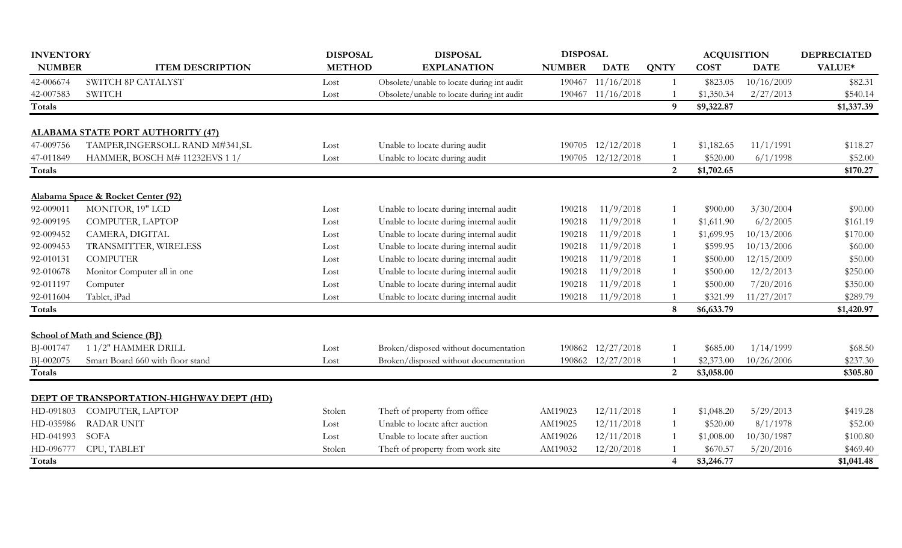| INVENTORY NUMBER | ITEM DESCRIPTION | DISPOSAL METHOD | DISPOSAL EXPLANATION | DISPOSAL NUMBER | DISPOSAL DATE | QNTY | ACQUISITION COST | ACQUISITION DATE | DEPRECIATED VALUE* |
|---|---|---|---|---|---|---|---|---|---|
| 42-006674 | SWITCH 8P CATALYST | Lost | Obsolete/unable to locate during int audit | 190467 | 11/16/2018 | 1 | $823.05 | 10/16/2009 | $82.31 |
| 42-007583 | SWITCH | Lost | Obsolete/unable to locate during int audit | 190467 | 11/16/2018 | 1 | $1,350.34 | 2/27/2013 | $540.14 |
| **Totals** | | | | | | **9** | **$9,322.87** | | **$1,337.39** |
| **ALABAMA STATE PORT AUTHORITY (47)** | | | | | | | | | |
| 47-009756 | TAMPER,INGERSOLL RAND M#341,SL | Lost | Unable to locate during audit | 190705 | 12/12/2018 | 1 | $1,182.65 | 11/1/1991 | $118.27 |
| 47-011849 | HAMMER, BOSCH M# 11232EVS 1 1/ | Lost | Unable to locate during audit | 190705 | 12/12/2018 | 1 | $520.00 | 6/1/1998 | $52.00 |
| **Totals** | | | | | | **2** | **$1,702.65** | | **$170.27** |
| **Alabama Space & Rocket Center (92)** | | | | | | | | | |
| 92-009011 | MONITOR, 19" LCD | Lost | Unable to locate during internal audit | 190218 | 11/9/2018 | 1 | $900.00 | 3/30/2004 | $90.00 |
| 92-009195 | COMPUTER, LAPTOP | Lost | Unable to locate during internal audit | 190218 | 11/9/2018 | 1 | $1,611.90 | 6/2/2005 | $161.19 |
| 92-009452 | CAMERA, DIGITAL | Lost | Unable to locate during internal audit | 190218 | 11/9/2018 | 1 | $1,699.95 | 10/13/2006 | $170.00 |
| 92-009453 | TRANSMITTER, WIRELESS | Lost | Unable to locate during internal audit | 190218 | 11/9/2018 | 1 | $599.95 | 10/13/2006 | $60.00 |
| 92-010131 | COMPUTER | Lost | Unable to locate during internal audit | 190218 | 11/9/2018 | 1 | $500.00 | 12/15/2009 | $50.00 |
| 92-010678 | Monitor Computer all in one | Lost | Unable to locate during internal audit | 190218 | 11/9/2018 | 1 | $500.00 | 12/2/2013 | $250.00 |
| 92-011197 | Computer | Lost | Unable to locate during internal audit | 190218 | 11/9/2018 | 1 | $500.00 | 7/20/2016 | $350.00 |
| 92-011604 | Tablet, iPad | Lost | Unable to locate during internal audit | 190218 | 11/9/2018 | 1 | $321.99 | 11/27/2017 | $289.79 |
| **Totals** | | | | | | **8** | **$6,633.79** | | **$1,420.97** |
| **School of Math and Science (BJ)** | | | | | | | | | |
| BJ-001747 | 1 1/2" HAMMER DRILL | Lost | Broken/disposed without documentation | 190862 | 12/27/2018 | 1 | $685.00 | 1/14/1999 | $68.50 |
| BJ-002075 | Smart Board 660 with floor stand | Lost | Broken/disposed without documentation | 190862 | 12/27/2018 | 1 | $2,373.00 | 10/26/2006 | $237.30 |
| **Totals** | | | | | | **2** | **$3,058.00** | | **$305.80** |
| **DEPT OF TRANSPORTATION-HIGHWAY DEPT (HD)** | | | | | | | | | |
| HD-091803 | COMPUTER, LAPTOP | Stolen | Theft of property from office | AM19023 | 12/11/2018 | 1 | $1,048.20 | 5/29/2013 | $419.28 |
| HD-035986 | RADAR UNIT | Lost | Unable to locate after auction | AM19025 | 12/11/2018 | 1 | $520.00 | 8/1/1978 | $52.00 |
| HD-041993 | SOFA | Lost | Unable to locate after auction | AM19026 | 12/11/2018 | 1 | $1,008.00 | 10/30/1987 | $100.80 |
| HD-096777 | CPU, TABLET | Stolen | Theft of property from work site | AM19032 | 12/20/2018 | 1 | $670.57 | 5/20/2016 | $469.40 |
| **Totals** | | | | | | **4** | **$3,246.77** | | **$1,041.48** |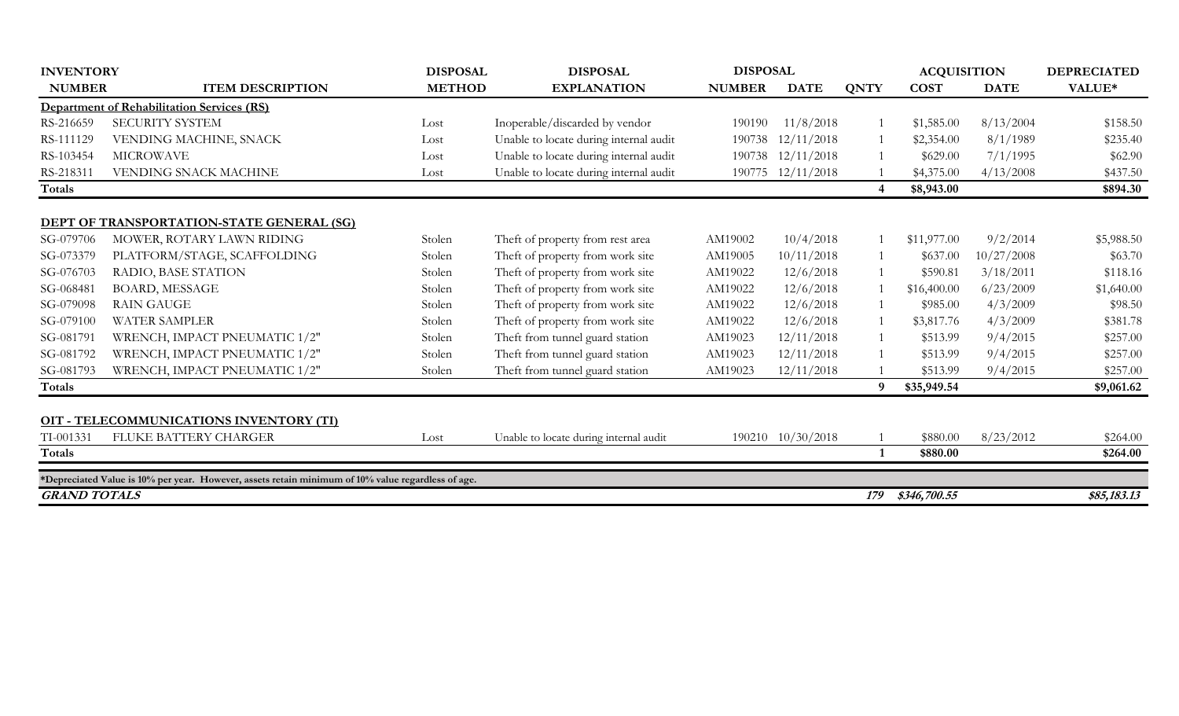| INVENTORY NUMBER | ITEM DESCRIPTION | DISPOSAL METHOD | DISPOSAL EXPLANATION | DISPOSAL NUMBER | DISPOSAL DATE | QNTY | ACQUISITION COST | ACQUISITION DATE | DEPRECIATED VALUE* |
|---|---|---|---|---|---|---|---|---|---|
| **Department of Rehabilitation Services (RS)** | | | | | | | | | |
| RS-216659 | SECURITY SYSTEM | Lost | Inoperable/discarded by vendor | 190190 | 11/8/2018 | 1 | $1,585.00 | 8/13/2004 | $158.50 |
| RS-111129 | VENDING MACHINE, SNACK | Lost | Unable to locate during internal audit | 190738 | 12/11/2018 | 1 | $2,354.00 | 8/1/1989 | $235.40 |
| RS-103454 | MICROWAVE | Lost | Unable to locate during internal audit | 190738 | 12/11/2018 | 1 | $629.00 | 7/1/1995 | $62.90 |
| RS-218311 | VENDING SNACK MACHINE | Lost | Unable to locate during internal audit | 190775 | 12/11/2018 | 1 | $4,375.00 | 4/13/2008 | $437.50 |
| **Totals** | | | | | | **4** | **$8,943.00** | | **$894.30** |
| **DEPT OF TRANSPORTATION-STATE GENERAL (SG)** | | | | | | | | | |
| SG-079706 | MOWER, ROTARY LAWN RIDING | Stolen | Theft of property from rest area | AM19002 | 10/4/2018 | 1 | $11,977.00 | 9/2/2014 | $5,988.50 |
| SG-073379 | PLATFORM/STAGE, SCAFFOLDING | Stolen | Theft of property from work site | AM19005 | 10/11/2018 | 1 | $637.00 | 10/27/2008 | $63.70 |
| SG-076703 | RADIO, BASE STATION | Stolen | Theft of property from work site | AM19022 | 12/6/2018 | 1 | $590.81 | 3/18/2011 | $118.16 |
| SG-068481 | BOARD, MESSAGE | Stolen | Theft of property from work site | AM19022 | 12/6/2018 | 1 | $16,400.00 | 6/23/2009 | $1,640.00 |
| SG-079098 | RAIN GAUGE | Stolen | Theft of property from work site | AM19022 | 12/6/2018 | 1 | $985.00 | 4/3/2009 | $98.50 |
| SG-079100 | WATER SAMPLER | Stolen | Theft of property from work site | AM19022 | 12/6/2018 | 1 | $3,817.76 | 4/3/2009 | $381.78 |
| SG-081791 | WRENCH, IMPACT PNEUMATIC 1/2" | Stolen | Theft from tunnel guard station | AM19023 | 12/11/2018 | 1 | $513.99 | 9/4/2015 | $257.00 |
| SG-081792 | WRENCH, IMPACT PNEUMATIC 1/2" | Stolen | Theft from tunnel guard station | AM19023 | 12/11/2018 | 1 | $513.99 | 9/4/2015 | $257.00 |
| SG-081793 | WRENCH, IMPACT PNEUMATIC 1/2" | Stolen | Theft from tunnel guard station | AM19023 | 12/11/2018 | 1 | $513.99 | 9/4/2015 | $257.00 |
| **Totals** | | | | | | **9** | **$35,949.54** | | **$9,061.62** |
| **OIT - TELECOMMUNICATIONS INVENTORY (TI)** | | | | | | | | | |
| TI-001331 | FLUKE BATTERY CHARGER | Lost | Unable to locate during internal audit | 190210 | 10/30/2018 | 1 | $880.00 | 8/23/2012 | $264.00 |
| **Totals** | | | | | | **1** | **$880.00** | | **$264.00** |
| ***GRAND TOTALS*** | | | | | | ***179*** | ***$346,700.55*** | | ***$85,183.13*** |

**\*Depreciated Value is 10% per year. However, assets retain minimum of 10% value regardless of age.**